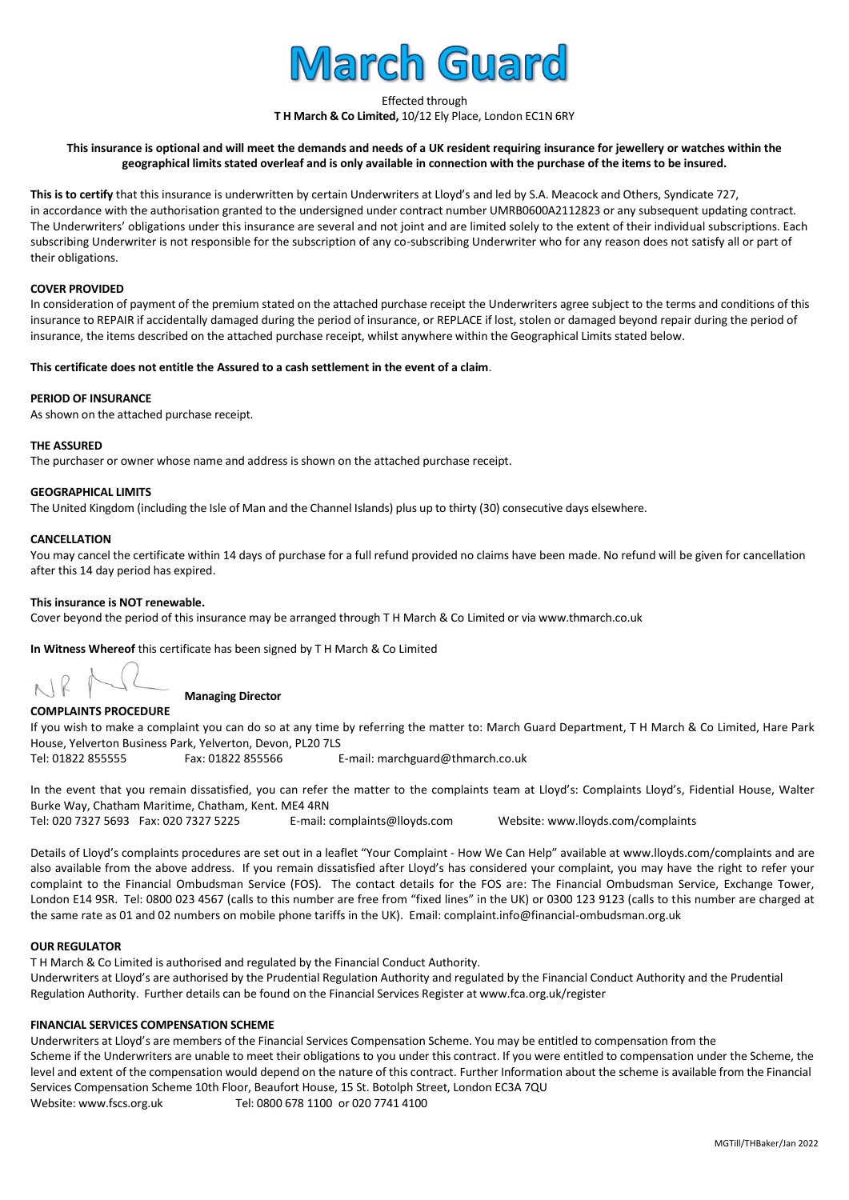# March Guard

Effected through
**T H March & Co Limited,** 10/12 Ely Place, London EC1N 6RY

**This insurance is optional and will meet the demands and needs of a UK resident requiring insurance for jewellery or watches within the geographical limits stated overleaf and is only available in connection with the purchase of the items to be insured.**

**This is to certify** that this insurance is underwritten by certain Underwriters at Lloyd's and led by S.A. Meacock and Others, Syndicate 727, in accordance with the authorisation granted to the undersigned under contract number UMRB0600A2112823 or any subsequent updating contract. The Underwriters' obligations under this insurance are several and not joint and are limited solely to the extent of their individual subscriptions. Each subscribing Underwriter is not responsible for the subscription of any co-subscribing Underwriter who for any reason does not satisfy all or part of their obligations.

**COVER PROVIDED**

In consideration of payment of the premium stated on the attached purchase receipt the Underwriters agree subject to the terms and conditions of this insurance to REPAIR if accidentally damaged during the period of insurance, or REPLACE if lost, stolen or damaged beyond repair during the period of insurance, the items described on the attached purchase receipt, whilst anywhere within the Geographical Limits stated below.

**This certificate does not entitle the Assured to a cash settlement in the event of a claim**.

**PERIOD OF INSURANCE**

As shown on the attached purchase receipt.

**THE ASSURED**

The purchaser or owner whose name and address is shown on the attached purchase receipt.

**GEOGRAPHICAL LIMITS**

The United Kingdom (including the Isle of Man and the Channel Islands) plus up to thirty (30) consecutive days elsewhere.

**CANCELLATION**

You may cancel the certificate within 14 days of purchase for a full refund provided no claims have been made. No refund will be given for cancellation after this 14 day period has expired.

**This insurance is NOT renewable.**

Cover beyond the period of this insurance may be arranged through T H March & Co Limited or via www.thmarch.co.uk

**In Witness Whereof** this certificate has been signed by T H March & Co Limited

**Managing Director**

**COMPLAINTS PROCEDURE**

If you wish to make a complaint you can do so at any time by referring the matter to: March Guard Department, T H March & Co Limited, Hare Park House, Yelverton Business Park, Yelverton, Devon, PL20 7LS
Tel: 01822 855555 Fax: 01822 855566 E-mail: marchguard@thmarch.co.uk

In the event that you remain dissatisfied, you can refer the matter to the complaints team at Lloyd's: Complaints Lloyd's, Fidential House, Walter Burke Way, Chatham Maritime, Chatham, Kent. ME4 4RN
Tel: 020 7327 5693 Fax: 020 7327 5225 E-mail: complaints@lloyds.com Website: www.lloyds.com/complaints

Details of Lloyd's complaints procedures are set out in a leaflet "Your Complaint - How We Can Help" available at www.lloyds.com/complaints and are also available from the above address. If you remain dissatisfied after Lloyd's has considered your complaint, you may have the right to refer your complaint to the Financial Ombudsman Service (FOS). The contact details for the FOS are: The Financial Ombudsman Service, Exchange Tower, London E14 9SR. Tel: 0800 023 4567 (calls to this number are free from "fixed lines" in the UK) or 0300 123 9123 (calls to this number are charged at the same rate as 01 and 02 numbers on mobile phone tariffs in the UK). Email: complaint.info@financial-ombudsman.org.uk

**OUR REGULATOR**

T H March & Co Limited is authorised and regulated by the Financial Conduct Authority.
Underwriters at Lloyd's are authorised by the Prudential Regulation Authority and regulated by the Financial Conduct Authority and the Prudential Regulation Authority. Further details can be found on the Financial Services Register at www.fca.org.uk/register

**FINANCIAL SERVICES COMPENSATION SCHEME**

Underwriters at Lloyd's are members of the Financial Services Compensation Scheme. You may be entitled to compensation from the Scheme if the Underwriters are unable to meet their obligations to you under this contract. If you were entitled to compensation under the Scheme, the level and extent of the compensation would depend on the nature of this contract. Further Information about the scheme is available from the Financial Services Compensation Scheme 10th Floor, Beaufort House, 15 St. Botolph Street, London EC3A 7QU
Website: www.fscs.org.uk Tel: 0800 678 1100 or 020 7741 4100

MGTill/THBaker/Jan 2022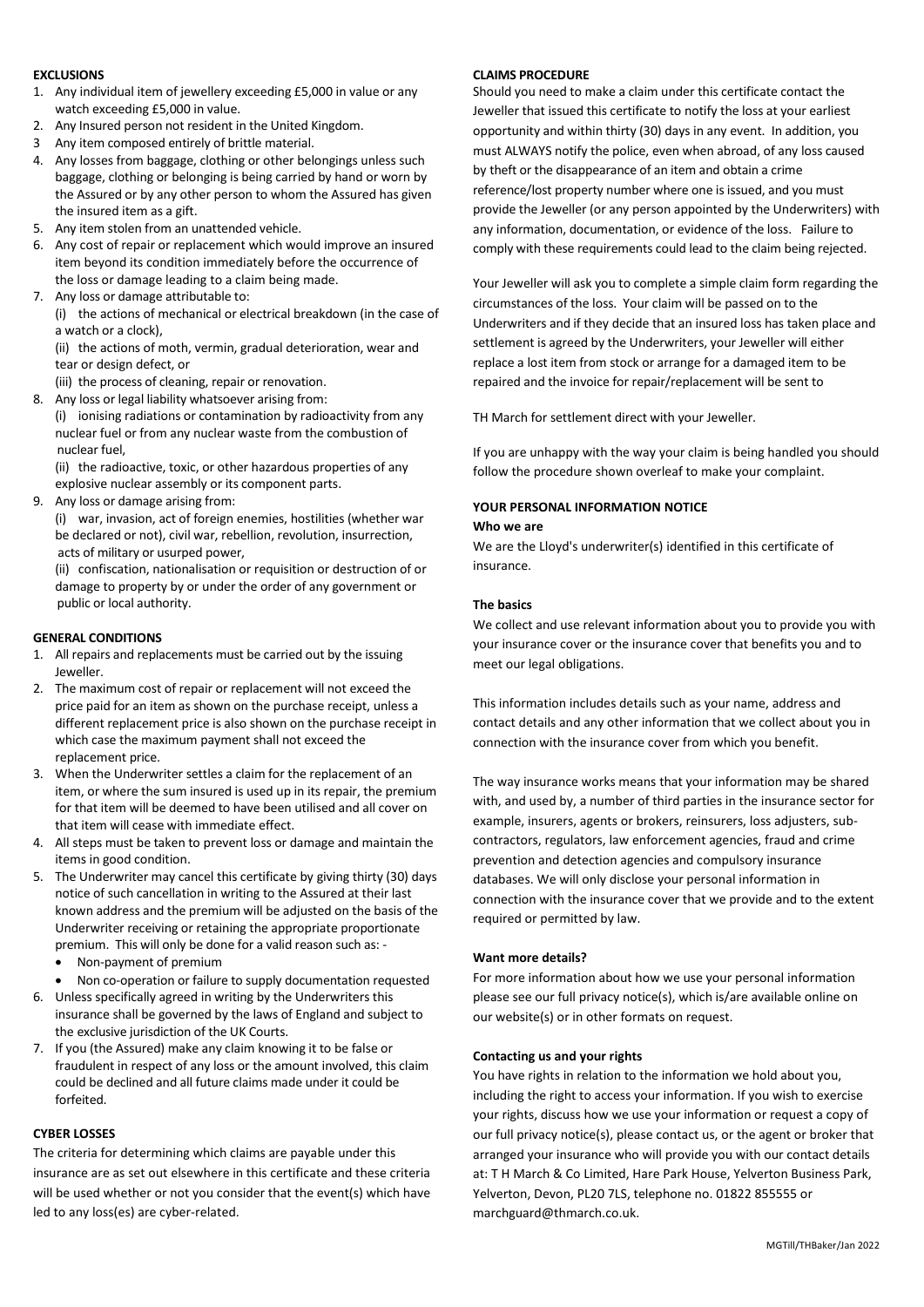## EXCLUSIONS

1. Any individual item of jewellery exceeding £5,000 in value or any watch exceeding £5,000 in value.
2. Any Insured person not resident in the United Kingdom.
3. Any item composed entirely of brittle material.
4. Any losses from baggage, clothing or other belongings unless such baggage, clothing or belonging is being carried by hand or worn by the Assured or by any other person to whom the Assured has given the insured item as a gift.
5. Any item stolen from an unattended vehicle.
6. Any cost of repair or replacement which would improve an insured item beyond its condition immediately before the occurrence of the loss or damage leading to a claim being made.
7. Any loss or damage attributable to:
   (i) the actions of mechanical or electrical breakdown (in the case of a watch or a clock),
   (ii) the actions of moth, vermin, gradual deterioration, wear and tear or design defect, or
   (iii) the process of cleaning, repair or renovation.
8. Any loss or legal liability whatsoever arising from:
   (i) ionising radiations or contamination by radioactivity from any nuclear fuel or from any nuclear waste from the combustion of nuclear fuel,
   (ii) the radioactive, toxic, or other hazardous properties of any explosive nuclear assembly or its component parts.
9. Any loss or damage arising from:
   (i) war, invasion, act of foreign enemies, hostilities (whether war be declared or not), civil war, rebellion, revolution, insurrection, acts of military or usurped power,
   (ii) confiscation, nationalisation or requisition or destruction of or damage to property by or under the order of any government or public or local authority.

## GENERAL CONDITIONS

1. All repairs and replacements must be carried out by the issuing Jeweller.
2. The maximum cost of repair or replacement will not exceed the price paid for an item as shown on the purchase receipt, unless a different replacement price is also shown on the purchase receipt in which case the maximum payment shall not exceed the replacement price.
3. When the Underwriter settles a claim for the replacement of an item, or where the sum insured is used up in its repair, the premium for that item will be deemed to have been utilised and all cover on that item will cease with immediate effect.
4. All steps must be taken to prevent loss or damage and maintain the items in good condition.
5. The Underwriter may cancel this certificate by giving thirty (30) days notice of such cancellation in writing to the Assured at their last known address and the premium will be adjusted on the basis of the Underwriter receiving or retaining the appropriate proportionate premium. This will only be done for a valid reason such as: -
   - Non-payment of premium
   - Non co-operation or failure to supply documentation requested
6. Unless specifically agreed in writing by the Underwriters this insurance shall be governed by the laws of England and subject to the exclusive jurisdiction of the UK Courts.
7. If you (the Assured) make any claim knowing it to be false or fraudulent in respect of any loss or the amount involved, this claim could be declined and all future claims made under it could be forfeited.

## CYBER LOSSES

The criteria for determining which claims are payable under this insurance are as set out elsewhere in this certificate and these criteria will be used whether or not you consider that the event(s) which have led to any loss(es) are cyber-related.

## CLAIMS PROCEDURE

Should you need to make a claim under this certificate contact the Jeweller that issued this certificate to notify the loss at your earliest opportunity and within thirty (30) days in any event. In addition, you must ALWAYS notify the police, even when abroad, of any loss caused by theft or the disappearance of an item and obtain a crime reference/lost property number where one is issued, and you must provide the Jeweller (or any person appointed by the Underwriters) with any information, documentation, or evidence of the loss. Failure to comply with these requirements could lead to the claim being rejected.

Your Jeweller will ask you to complete a simple claim form regarding the circumstances of the loss. Your claim will be passed on to the Underwriters and if they decide that an insured loss has taken place and settlement is agreed by the Underwriters, your Jeweller will either replace a lost item from stock or arrange for a damaged item to be repaired and the invoice for repair/replacement will be sent to

TH March for settlement direct with your Jeweller.

If you are unhappy with the way your claim is being handled you should follow the procedure shown overleaf to make your complaint.

## YOUR PERSONAL INFORMATION NOTICE

### Who we are

We are the Lloyd's underwriter(s) identified in this certificate of insurance.

### The basics

We collect and use relevant information about you to provide you with your insurance cover or the insurance cover that benefits you and to meet our legal obligations.

This information includes details such as your name, address and contact details and any other information that we collect about you in connection with the insurance cover from which you benefit.

The way insurance works means that your information may be shared with, and used by, a number of third parties in the insurance sector for example, insurers, agents or brokers, reinsurers, loss adjusters, sub-contractors, regulators, law enforcement agencies, fraud and crime prevention and detection agencies and compulsory insurance databases. We will only disclose your personal information in connection with the insurance cover that we provide and to the extent required or permitted by law.

### Want more details?

For more information about how we use your personal information please see our full privacy notice(s), which is/are available online on our website(s) or in other formats on request.

### Contacting us and your rights

You have rights in relation to the information we hold about you, including the right to access your information. If you wish to exercise your rights, discuss how we use your information or request a copy of our full privacy notice(s), please contact us, or the agent or broker that arranged your insurance who will provide you with our contact details at: T H March & Co Limited, Hare Park House, Yelverton Business Park, Yelverton, Devon, PL20 7LS, telephone no. 01822 855555 or marchguard@thmarch.co.uk.

MGTill/THBaker/Jan 2022